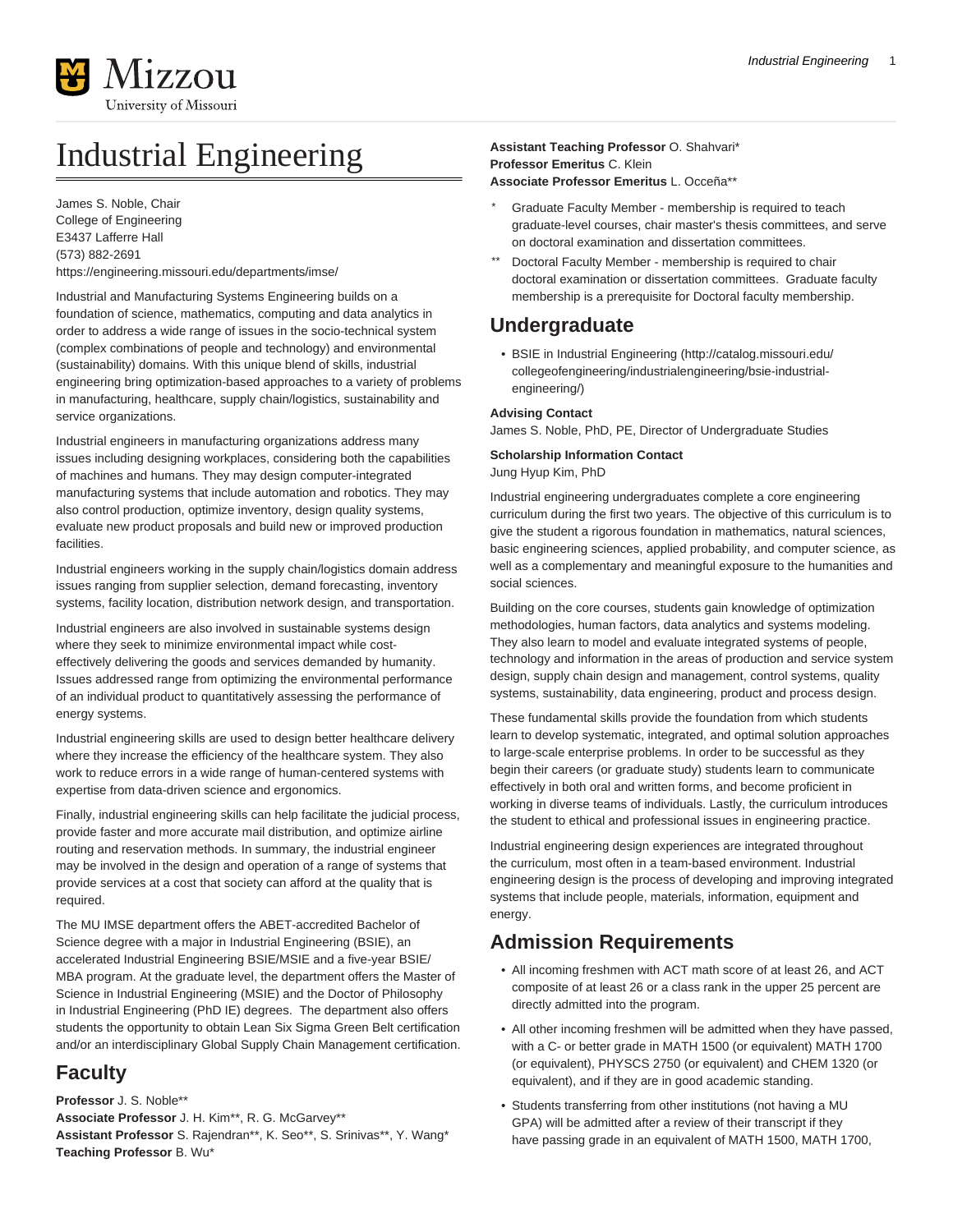# Industrial Engineering

James S. Noble, Chair
College of Engineering
E3437 Lafferre Hall
(573) 882-2691
https://engineering.missouri.edu/departments/imse/

Industrial and Manufacturing Systems Engineering builds on a foundation of science, mathematics, computing and data analytics in order to address a wide range of issues in the socio-technical system (complex combinations of people and technology) and environmental (sustainability) domains. With this unique blend of skills, industrial engineering bring optimization-based approaches to a variety of problems in manufacturing, healthcare, supply chain/logistics, sustainability and service organizations.

Industrial engineers in manufacturing organizations address many issues including designing workplaces, considering both the capabilities of machines and humans. They may design computer-integrated manufacturing systems that include automation and robotics. They may also control production, optimize inventory, design quality systems, evaluate new product proposals and build new or improved production facilities.

Industrial engineers working in the supply chain/logistics domain address issues ranging from supplier selection, demand forecasting, inventory systems, facility location, distribution network design, and transportation.

Industrial engineers are also involved in sustainable systems design where they seek to minimize environmental impact while cost-effectively delivering the goods and services demanded by humanity. Issues addressed range from optimizing the environmental performance of an individual product to quantitatively assessing the performance of energy systems.

Industrial engineering skills are used to design better healthcare delivery where they increase the efficiency of the healthcare system. They also work to reduce errors in a wide range of human-centered systems with expertise from data-driven science and ergonomics.

Finally, industrial engineering skills can help facilitate the judicial process, provide faster and more accurate mail distribution, and optimize airline routing and reservation methods. In summary, the industrial engineer may be involved in the design and operation of a range of systems that provide services at a cost that society can afford at the quality that is required.

The MU IMSE department offers the ABET-accredited Bachelor of Science degree with a major in Industrial Engineering (BSIE), an accelerated Industrial Engineering BSIE/MSIE and a five-year BSIE/MBA program. At the graduate level, the department offers the Master of Science in Industrial Engineering (MSIE) and the Doctor of Philosophy in Industrial Engineering (PhD IE) degrees. The department also offers students the opportunity to obtain Lean Six Sigma Green Belt certification and/or an interdisciplinary Global Supply Chain Management certification.

## Faculty

**Professor** J. S. Noble**
**Associate Professor** J. H. Kim**, R. G. McGarvey**
**Assistant Professor** S. Rajendran**, K. Seo**, S. Srinivas**, Y. Wang*
**Teaching Professor** B. Wu*
**Assistant Teaching Professor** O. Shahvari*
**Professor Emeritus** C. Klein
**Associate Professor Emeritus** L. Occeña**

- \* Graduate Faculty Member - membership is required to teach graduate-level courses, chair master's thesis committees, and serve on doctoral examination and dissertation committees.
- \*\* Doctoral Faculty Member - membership is required to chair doctoral examination or dissertation committees. Graduate faculty membership is a prerequisite for Doctoral faculty membership.

## Undergraduate

- BSIE in Industrial Engineering (http://catalog.missouri.edu/collegeofengineering/industrialengineering/bsie-industrial-engineering/)

**Advising Contact**
James S. Noble, PhD, PE, Director of Undergraduate Studies

**Scholarship Information Contact**
Jung Hyup Kim, PhD

Industrial engineering undergraduates complete a core engineering curriculum during the first two years. The objective of this curriculum is to give the student a rigorous foundation in mathematics, natural sciences, basic engineering sciences, applied probability, and computer science, as well as a complementary and meaningful exposure to the humanities and social sciences.

Building on the core courses, students gain knowledge of optimization methodologies, human factors, data analytics and systems modeling. They also learn to model and evaluate integrated systems of people, technology and information in the areas of production and service system design, supply chain design and management, control systems, quality systems, sustainability, data engineering, product and process design.

These fundamental skills provide the foundation from which students learn to develop systematic, integrated, and optimal solution approaches to large-scale enterprise problems. In order to be successful as they begin their careers (or graduate study) students learn to communicate effectively in both oral and written forms, and become proficient in working in diverse teams of individuals. Lastly, the curriculum introduces the student to ethical and professional issues in engineering practice.

Industrial engineering design experiences are integrated throughout the curriculum, most often in a team-based environment. Industrial engineering design is the process of developing and improving integrated systems that include people, materials, information, equipment and energy.

## Admission Requirements

- All incoming freshmen with ACT math score of at least 26, and ACT composite of at least 26 or a class rank in the upper 25 percent are directly admitted into the program.
- All other incoming freshmen will be admitted when they have passed, with a C- or better grade in MATH 1500 (or equivalent) MATH 1700 (or equivalent), PHYSCS 2750 (or equivalent) and CHEM 1320 (or equivalent), and if they are in good academic standing.
- Students transferring from other institutions (not having a MU GPA) will be admitted after a review of their transcript if they have passing grade in an equivalent of MATH 1500, MATH 1700,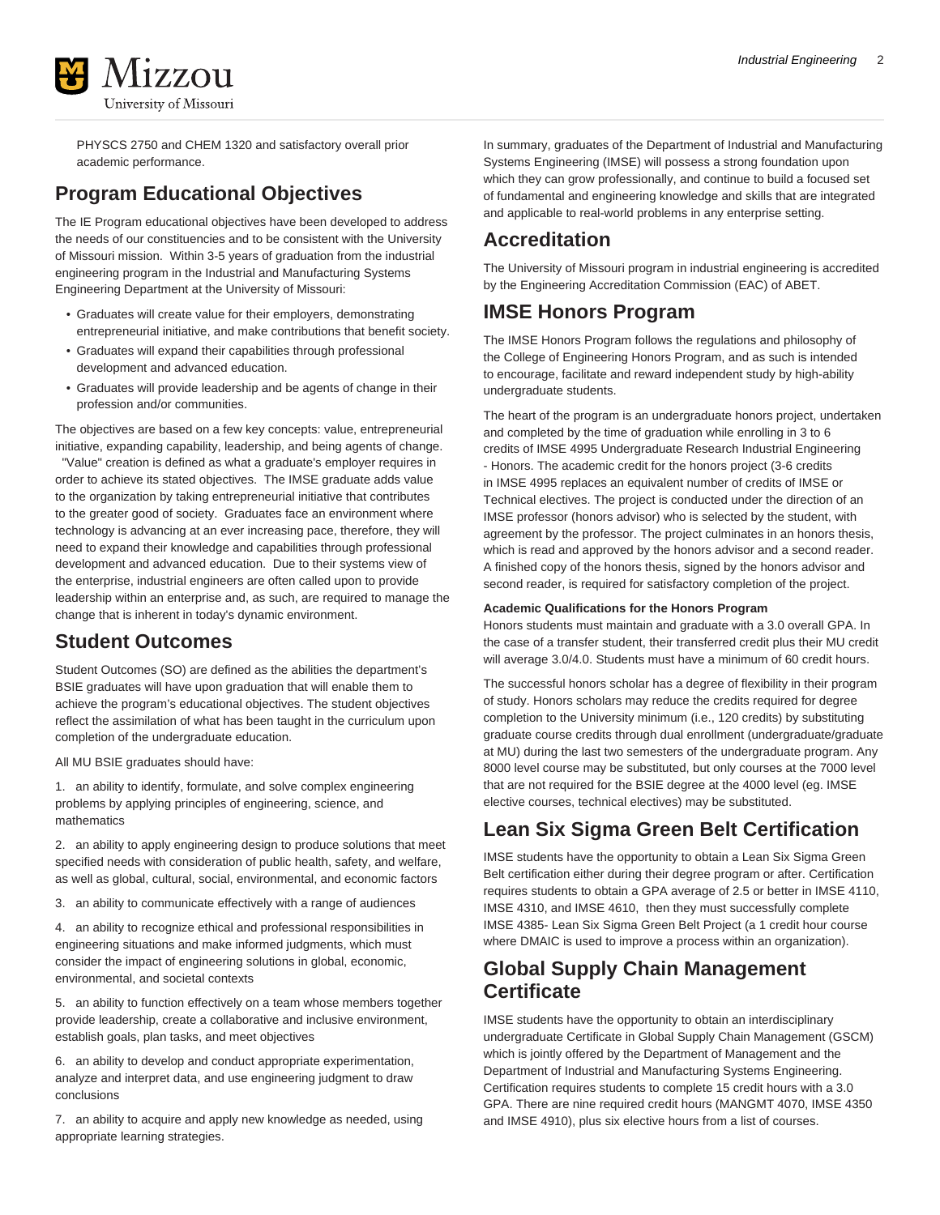PHYSCS 2750 and CHEM 1320 and satisfactory overall prior academic performance.

## Program Educational Objectives

The IE Program educational objectives have been developed to address the needs of our constituencies and to be consistent with the University of Missouri mission. Within 3-5 years of graduation from the industrial engineering program in the Industrial and Manufacturing Systems Engineering Department at the University of Missouri:

- Graduates will create value for their employers, demonstrating entrepreneurial initiative, and make contributions that benefit society.
- Graduates will expand their capabilities through professional development and advanced education.
- Graduates will provide leadership and be agents of change in their profession and/or communities.

The objectives are based on a few key concepts: value, entrepreneurial initiative, expanding capability, leadership, and being agents of change. "Value" creation is defined as what a graduate's employer requires in order to achieve its stated objectives. The IMSE graduate adds value to the organization by taking entrepreneurial initiative that contributes to the greater good of society. Graduates face an environment where technology is advancing at an ever increasing pace, therefore, they will need to expand their knowledge and capabilities through professional development and advanced education. Due to their systems view of the enterprise, industrial engineers are often called upon to provide leadership within an enterprise and, as such, are required to manage the change that is inherent in today's dynamic environment.

## Student Outcomes

Student Outcomes (SO) are defined as the abilities the department's BSIE graduates will have upon graduation that will enable them to achieve the program's educational objectives. The student objectives reflect the assimilation of what has been taught in the curriculum upon completion of the undergraduate education.

All MU BSIE graduates should have:

1. an ability to identify, formulate, and solve complex engineering problems by applying principles of engineering, science, and mathematics

2. an ability to apply engineering design to produce solutions that meet specified needs with consideration of public health, safety, and welfare, as well as global, cultural, social, environmental, and economic factors

3. an ability to communicate effectively with a range of audiences

4. an ability to recognize ethical and professional responsibilities in engineering situations and make informed judgments, which must consider the impact of engineering solutions in global, economic, environmental, and societal contexts

5. an ability to function effectively on a team whose members together provide leadership, create a collaborative and inclusive environment, establish goals, plan tasks, and meet objectives

6. an ability to develop and conduct appropriate experimentation, analyze and interpret data, and use engineering judgment to draw conclusions

7. an ability to acquire and apply new knowledge as needed, using appropriate learning strategies.

In summary, graduates of the Department of Industrial and Manufacturing Systems Engineering (IMSE) will possess a strong foundation upon which they can grow professionally, and continue to build a focused set of fundamental and engineering knowledge and skills that are integrated and applicable to real-world problems in any enterprise setting.

## Accreditation

The University of Missouri program in industrial engineering is accredited by the Engineering Accreditation Commission (EAC) of ABET.

## IMSE Honors Program

The IMSE Honors Program follows the regulations and philosophy of the College of Engineering Honors Program, and as such is intended to encourage, facilitate and reward independent study by high-ability undergraduate students.

The heart of the program is an undergraduate honors project, undertaken and completed by the time of graduation while enrolling in 3 to 6 credits of IMSE 4995 Undergraduate Research Industrial Engineering - Honors. The academic credit for the honors project (3-6 credits in IMSE 4995 replaces an equivalent number of credits of IMSE or Technical electives. The project is conducted under the direction of an IMSE professor (honors advisor) who is selected by the student, with agreement by the professor. The project culminates in an honors thesis, which is read and approved by the honors advisor and a second reader. A finished copy of the honors thesis, signed by the honors advisor and second reader, is required for satisfactory completion of the project.

**Academic Qualifications for the Honors Program**

Honors students must maintain and graduate with a 3.0 overall GPA. In the case of a transfer student, their transferred credit plus their MU credit will average 3.0/4.0. Students must have a minimum of 60 credit hours.

The successful honors scholar has a degree of flexibility in their program of study. Honors scholars may reduce the credits required for degree completion to the University minimum (i.e., 120 credits) by substituting graduate course credits through dual enrollment (undergraduate/graduate at MU) during the last two semesters of the undergraduate program. Any 8000 level course may be substituted, but only courses at the 7000 level that are not required for the BSIE degree at the 4000 level (eg. IMSE elective courses, technical electives) may be substituted.

## Lean Six Sigma Green Belt Certification

IMSE students have the opportunity to obtain a Lean Six Sigma Green Belt certification either during their degree program or after. Certification requires students to obtain a GPA average of 2.5 or better in IMSE 4110, IMSE 4310, and IMSE 4610, then they must successfully complete IMSE 4385- Lean Six Sigma Green Belt Project (a 1 credit hour course where DMAIC is used to improve a process within an organization).

## Global Supply Chain Management Certificate

IMSE students have the opportunity to obtain an interdisciplinary undergraduate Certificate in Global Supply Chain Management (GSCM) which is jointly offered by the Department of Management and the Department of Industrial and Manufacturing Systems Engineering. Certification requires students to complete 15 credit hours with a 3.0 GPA. There are nine required credit hours (MANGMT 4070, IMSE 4350 and IMSE 4910), plus six elective hours from a list of courses.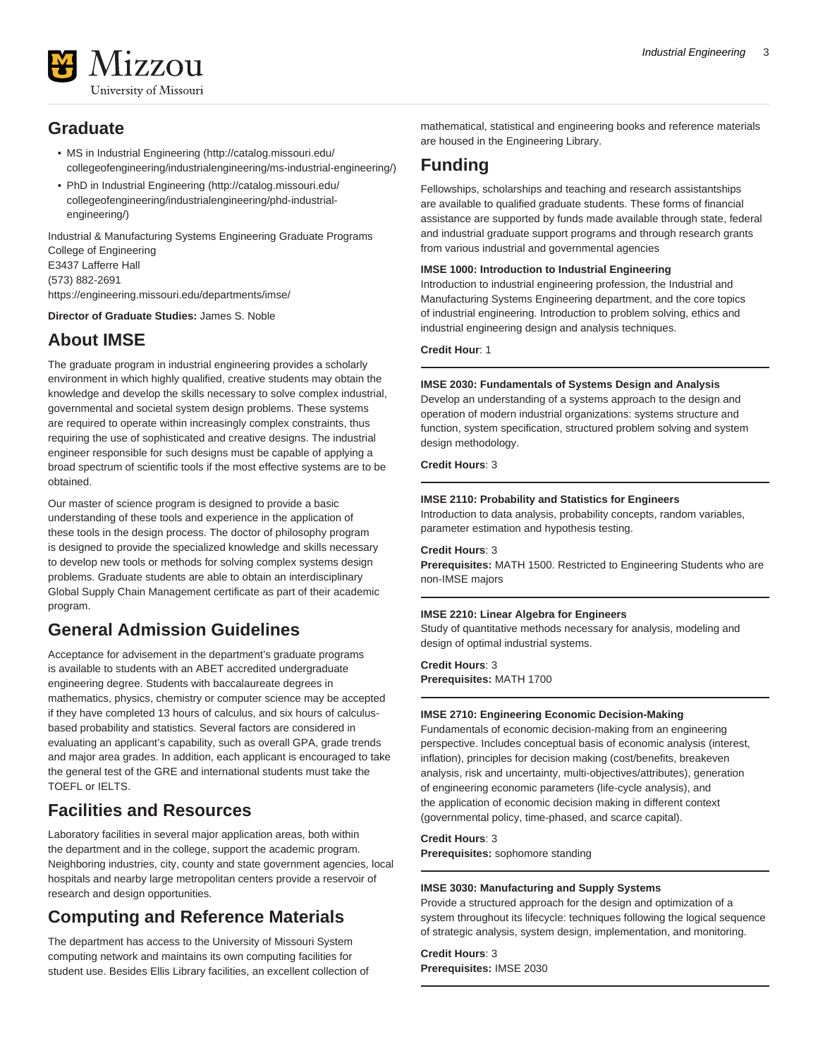## Graduate

- MS in Industrial Engineering (http://catalog.missouri.edu/collegeofengineering/industrialengineering/ms-industrial-engineering/)
- PhD in Industrial Engineering (http://catalog.missouri.edu/collegeofengineering/industrialengineering/phd-industrial-engineering/)

Industrial & Manufacturing Systems Engineering Graduate Programs
College of Engineering
E3437 Lafferre Hall
(573) 882-2691
https://engineering.missouri.edu/departments/imse/

**Director of Graduate Studies:** James S. Noble

## About IMSE

The graduate program in industrial engineering provides a scholarly environment in which highly qualified, creative students may obtain the knowledge and develop the skills necessary to solve complex industrial, governmental and societal system design problems. These systems are required to operate within increasingly complex constraints, thus requiring the use of sophisticated and creative designs. The industrial engineer responsible for such designs must be capable of applying a broad spectrum of scientific tools if the most effective systems are to be obtained.

Our master of science program is designed to provide a basic understanding of these tools and experience in the application of these tools in the design process. The doctor of philosophy program is designed to provide the specialized knowledge and skills necessary to develop new tools or methods for solving complex systems design problems. Graduate students are able to obtain an interdisciplinary Global Supply Chain Management certificate as part of their academic program.

## General Admission Guidelines

Acceptance for advisement in the department's graduate programs is available to students with an ABET accredited undergraduate engineering degree. Students with baccalaureate degrees in mathematics, physics, chemistry or computer science may be accepted if they have completed 13 hours of calculus, and six hours of calculus-based probability and statistics. Several factors are considered in evaluating an applicant's capability, such as overall GPA, grade trends and major area grades. In addition, each applicant is encouraged to take the general test of the GRE and international students must take the TOEFL or IELTS.

## Facilities and Resources

Laboratory facilities in several major application areas, both within the department and in the college, support the academic program. Neighboring industries, city, county and state government agencies, local hospitals and nearby large metropolitan centers provide a reservoir of research and design opportunities.

## Computing and Reference Materials

The department has access to the University of Missouri System computing network and maintains its own computing facilities for student use. Besides Ellis Library facilities, an excellent collection of mathematical, statistical and engineering books and reference materials are housed in the Engineering Library.

## Funding

Fellowships, scholarships and teaching and research assistantships are available to qualified graduate students. These forms of financial assistance are supported by funds made available through state, federal and industrial graduate support programs and through research grants from various industrial and governmental agencies

**IMSE 1000: Introduction to Industrial Engineering**
Introduction to industrial engineering profession, the Industrial and Manufacturing Systems Engineering department, and the core topics of industrial engineering. Introduction to problem solving, ethics and industrial engineering design and analysis techniques.

**Credit Hour**: 1

---

**IMSE 2030: Fundamentals of Systems Design and Analysis**
Develop an understanding of a systems approach to the design and operation of modern industrial organizations: systems structure and function, system specification, structured problem solving and system design methodology.

**Credit Hours**: 3

---

**IMSE 2110: Probability and Statistics for Engineers**
Introduction to data analysis, probability concepts, random variables, parameter estimation and hypothesis testing.

**Credit Hours**: 3
**Prerequisites:** MATH 1500. Restricted to Engineering Students who are non-IMSE majors

---

**IMSE 2210: Linear Algebra for Engineers**
Study of quantitative methods necessary for analysis, modeling and design of optimal industrial systems.

**Credit Hours**: 3
**Prerequisites:** MATH 1700

---

**IMSE 2710: Engineering Economic Decision-Making**
Fundamentals of economic decision-making from an engineering perspective. Includes conceptual basis of economic analysis (interest, inflation), principles for decision making (cost/benefits, breakeven analysis, risk and uncertainty, multi-objectives/attributes), generation of engineering economic parameters (life-cycle analysis), and the application of economic decision making in different context (governmental policy, time-phased, and scarce capital).

**Credit Hours**: 3
**Prerequisites:** sophomore standing

---

**IMSE 3030: Manufacturing and Supply Systems**
Provide a structured approach for the design and optimization of a system throughout its lifecycle: techniques following the logical sequence of strategic analysis, system design, implementation, and monitoring.

**Credit Hours**: 3
**Prerequisites:** IMSE 2030

---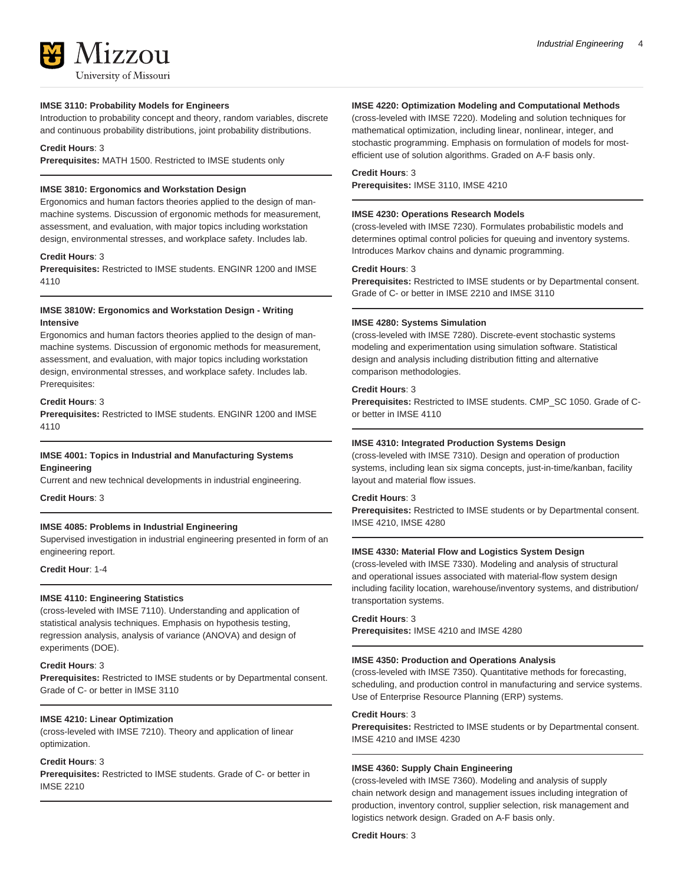**IMSE 3110: Probability Models for Engineers**

Introduction to probability concept and theory, random variables, discrete and continuous probability distributions, joint probability distributions.

**Credit Hours**: 3
**Prerequisites:** MATH 1500. Restricted to IMSE students only

---

**IMSE 3810: Ergonomics and Workstation Design**

Ergonomics and human factors theories applied to the design of man-machine systems. Discussion of ergonomic methods for measurement, assessment, and evaluation, with major topics including workstation design, environmental stresses, and workplace safety. Includes lab.

**Credit Hours**: 3
**Prerequisites:** Restricted to IMSE students. ENGINR 1200 and IMSE 4110

---

**IMSE 3810W: Ergonomics and Workstation Design - Writing Intensive**

Ergonomics and human factors theories applied to the design of man-machine systems. Discussion of ergonomic methods for measurement, assessment, and evaluation, with major topics including workstation design, environmental stresses, and workplace safety. Includes lab. Prerequisites:

**Credit Hours**: 3
**Prerequisites:** Restricted to IMSE students. ENGINR 1200 and IMSE 4110

---

**IMSE 4001: Topics in Industrial and Manufacturing Systems Engineering**

Current and new technical developments in industrial engineering.

**Credit Hours**: 3

---

**IMSE 4085: Problems in Industrial Engineering**

Supervised investigation in industrial engineering presented in form of an engineering report.

**Credit Hour**: 1-4

---

**IMSE 4110: Engineering Statistics**

(cross-leveled with IMSE 7110). Understanding and application of statistical analysis techniques. Emphasis on hypothesis testing, regression analysis, analysis of variance (ANOVA) and design of experiments (DOE).

**Credit Hours**: 3
**Prerequisites:** Restricted to IMSE students or by Departmental consent. Grade of C- or better in IMSE 3110

---

**IMSE 4210: Linear Optimization**

(cross-leveled with IMSE 7210). Theory and application of linear optimization.

**Credit Hours**: 3
**Prerequisites:** Restricted to IMSE students. Grade of C- or better in IMSE 2210

---

**IMSE 4220: Optimization Modeling and Computational Methods**

(cross-leveled with IMSE 7220). Modeling and solution techniques for mathematical optimization, including linear, nonlinear, integer, and stochastic programming. Emphasis on formulation of models for most-efficient use of solution algorithms. Graded on A-F basis only.

**Credit Hours**: 3
**Prerequisites:** IMSE 3110, IMSE 4210

---

**IMSE 4230: Operations Research Models**

(cross-leveled with IMSE 7230). Formulates probabilistic models and determines optimal control policies for queuing and inventory systems. Introduces Markov chains and dynamic programming.

**Credit Hours**: 3
**Prerequisites:** Restricted to IMSE students or by Departmental consent. Grade of C- or better in IMSE 2210 and IMSE 3110

---

**IMSE 4280: Systems Simulation**

(cross-leveled with IMSE 7280). Discrete-event stochastic systems modeling and experimentation using simulation software. Statistical design and analysis including distribution fitting and alternative comparison methodologies.

**Credit Hours**: 3
**Prerequisites:** Restricted to IMSE students. CMP_SC 1050. Grade of C- or better in IMSE 4110

---

**IMSE 4310: Integrated Production Systems Design**

(cross-leveled with IMSE 7310). Design and operation of production systems, including lean six sigma concepts, just-in-time/kanban, facility layout and material flow issues.

**Credit Hours**: 3
**Prerequisites:** Restricted to IMSE students or by Departmental consent. IMSE 4210, IMSE 4280

---

**IMSE 4330: Material Flow and Logistics System Design**

(cross-leveled with IMSE 7330). Modeling and analysis of structural and operational issues associated with material-flow system design including facility location, warehouse/inventory systems, and distribution/transportation systems.

**Credit Hours**: 3
**Prerequisites:** IMSE 4210 and IMSE 4280

---

**IMSE 4350: Production and Operations Analysis**

(cross-leveled with IMSE 7350). Quantitative methods for forecasting, scheduling, and production control in manufacturing and service systems. Use of Enterprise Resource Planning (ERP) systems.

**Credit Hours**: 3
**Prerequisites:** Restricted to IMSE students or by Departmental consent. IMSE 4210 and IMSE 4230

---

**IMSE 4360: Supply Chain Engineering**

(cross-leveled with IMSE 7360). Modeling and analysis of supply chain network design and management issues including integration of production, inventory control, supplier selection, risk management and logistics network design. Graded on A-F basis only.

**Credit Hours**: 3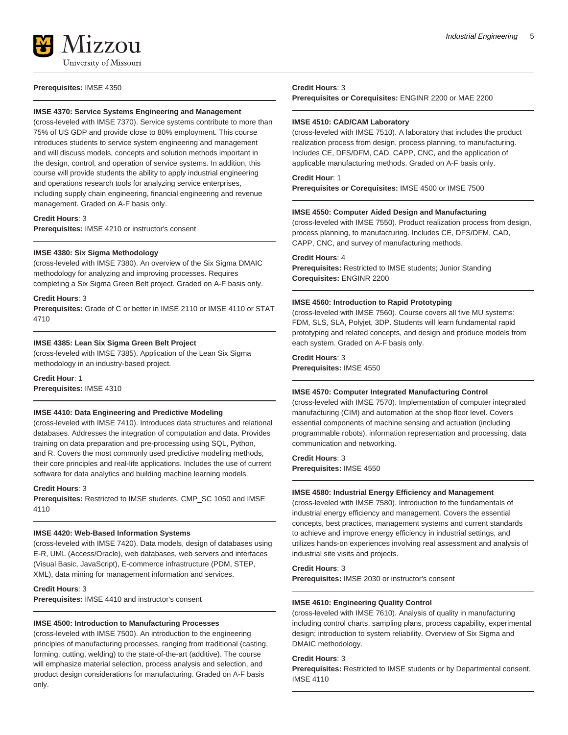**Prerequisites:** IMSE 4350

### IMSE 4370: Service Systems Engineering and Management

(cross-leveled with IMSE 7370). Service systems contribute to more than 75% of US GDP and provide close to 80% employment. This course introduces students to service system engineering and management and will discuss models, concepts and solution methods important in the design, control, and operation of service systems. In addition, this course will provide students the ability to apply industrial engineering and operations research tools for analyzing service enterprises, including supply chain engineering, financial engineering and revenue management. Graded on A-F basis only.

**Credit Hours**: 3
**Prerequisites:** IMSE 4210 or instructor's consent

### IMSE 4380: Six Sigma Methodology

(cross-leveled with IMSE 7380). An overview of the Six Sigma DMAIC methodology for analyzing and improving processes. Requires completing a Six Sigma Green Belt project. Graded on A-F basis only.

**Credit Hours**: 3
**Prerequisites:** Grade of C or better in IMSE 2110 or IMSE 4110 or STAT 4710

### IMSE 4385: Lean Six Sigma Green Belt Project

(cross-leveled with IMSE 7385). Application of the Lean Six Sigma methodology in an industry-based project.

**Credit Hour**: 1
**Prerequisites:** IMSE 4310

### IMSE 4410: Data Engineering and Predictive Modeling

(cross-leveled with IMSE 7410). Introduces data structures and relational databases. Addresses the integration of computation and data. Provides training on data preparation and pre-processing using SQL, Python, and R. Covers the most commonly used predictive modeling methods, their core principles and real-life applications. Includes the use of current software for data analytics and building machine learning models.

**Credit Hours**: 3
**Prerequisites:** Restricted to IMSE students. CMP_SC 1050 and IMSE 4110

### IMSE 4420: Web-Based Information Systems

(cross-leveled with IMSE 7420). Data models, design of databases using E-R, UML (Access/Oracle), web databases, web servers and interfaces (Visual Basic, JavaScript), E-commerce infrastructure (PDM, STEP, XML), data mining for management information and services.

**Credit Hours**: 3
**Prerequisites:** IMSE 4410 and instructor's consent

### IMSE 4500: Introduction to Manufacturing Processes

(cross-leveled with IMSE 7500). An introduction to the engineering principles of manufacturing processes, ranging from traditional (casting, forming, cutting, welding) to the state-of-the-art (additive). The course will emphasize material selection, process analysis and selection, and product design considerations for manufacturing. Graded on A-F basis only.

**Credit Hours**: 3
**Prerequisites or Corequisites:** ENGINR 2200 or MAE 2200

### IMSE 4510: CAD/CAM Laboratory

(cross-leveled with IMSE 7510). A laboratory that includes the product realization process from design, process planning, to manufacturing. Includes CE, DFS/DFM, CAD, CAPP, CNC, and the application of applicable manufacturing methods. Graded on A-F basis only.

**Credit Hour**: 1
**Prerequisites or Corequisites:** IMSE 4500 or IMSE 7500

### IMSE 4550: Computer Aided Design and Manufacturing

(cross-leveled with IMSE 7550). Product realization process from design, process planning, to manufacturing. Includes CE, DFS/DFM, CAD, CAPP, CNC, and survey of manufacturing methods.

**Credit Hours**: 4
**Prerequisites:** Restricted to IMSE students; Junior Standing
**Corequisites:** ENGINR 2200

### IMSE 4560: Introduction to Rapid Prototyping

(cross-leveled with IMSE 7560). Course covers all five MU systems: FDM, SLS, SLA, Polyjet, 3DP. Students will learn fundamental rapid prototyping and related concepts, and design and produce models from each system. Graded on A-F basis only.

**Credit Hours**: 3
**Prerequisites:** IMSE 4550

### IMSE 4570: Computer Integrated Manufacturing Control

(cross-leveled with IMSE 7570). Implementation of computer integrated manufacturing (CIM) and automation at the shop floor level. Covers essential components of machine sensing and actuation (including programmable robots), information representation and processing, data communication and networking.

**Credit Hours**: 3
**Prerequisites:** IMSE 4550

### IMSE 4580: Industrial Energy Efficiency and Management

(cross-leveled with IMSE 7580). Introduction to the fundamentals of industrial energy efficiency and management. Covers the essential concepts, best practices, management systems and current standards to achieve and improve energy efficiency in industrial settings, and utilizes hands-on experiences involving real assessment and analysis of industrial site visits and projects.

**Credit Hours**: 3
**Prerequisites:** IMSE 2030 or instructor's consent

### IMSE 4610: Engineering Quality Control

(cross-leveled with IMSE 7610). Analysis of quality in manufacturing including control charts, sampling plans, process capability, experimental design; introduction to system reliability. Overview of Six Sigma and DMAIC methodology.

**Credit Hours**: 3
**Prerequisites:** Restricted to IMSE students or by Departmental consent. IMSE 4110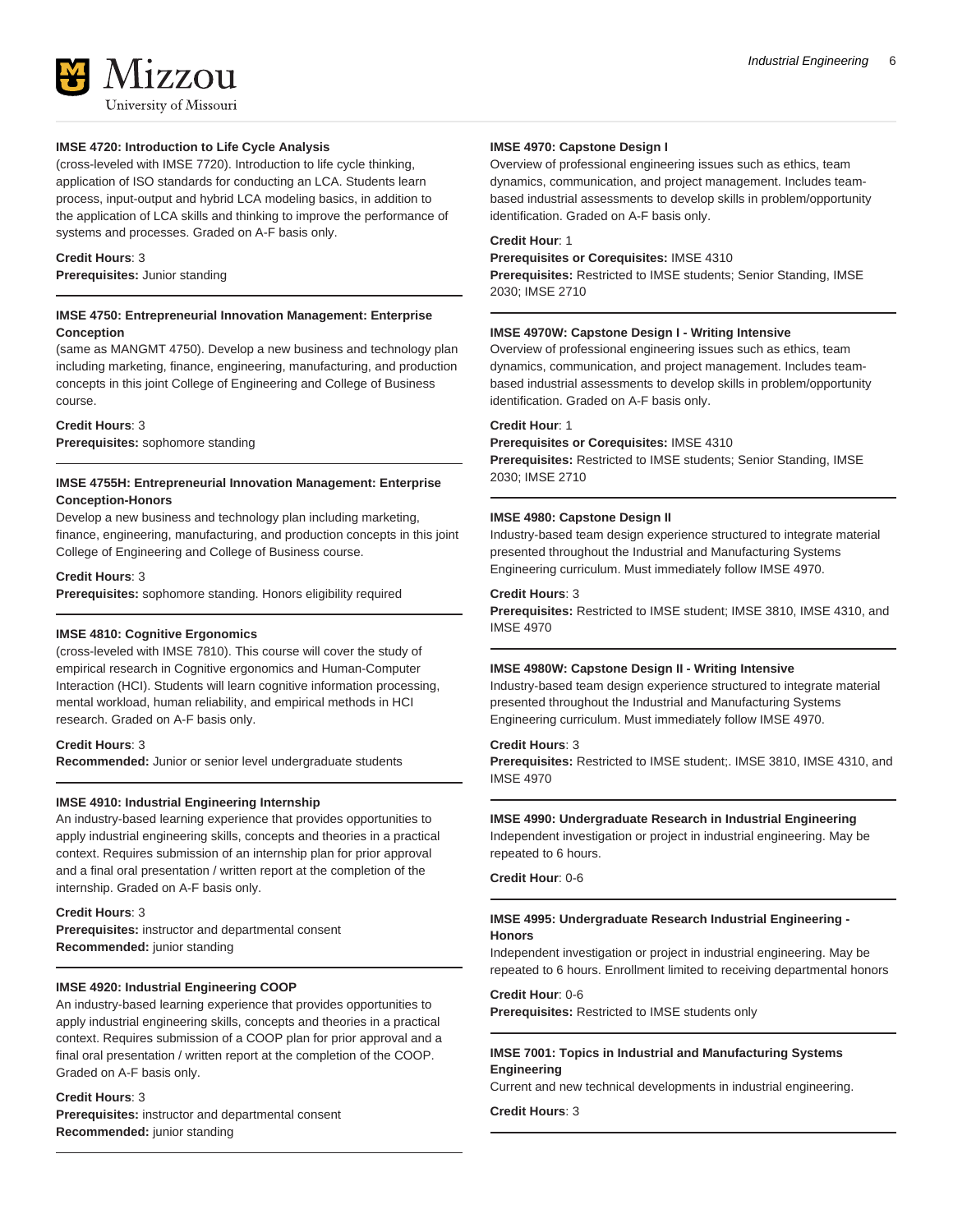**IMSE 4720: Introduction to Life Cycle Analysis**

(cross-leveled with IMSE 7720). Introduction to life cycle thinking, application of ISO standards for conducting an LCA. Students learn process, input-output and hybrid LCA modeling basics, in addition to the application of LCA skills and thinking to improve the performance of systems and processes. Graded on A-F basis only.

**Credit Hours**: 3
**Prerequisites:** Junior standing

---

**IMSE 4750: Entrepreneurial Innovation Management: Enterprise Conception**

(same as MANGMT 4750). Develop a new business and technology plan including marketing, finance, engineering, manufacturing, and production concepts in this joint College of Engineering and College of Business course.

**Credit Hours**: 3
**Prerequisites:** sophomore standing

---

**IMSE 4755H: Entrepreneurial Innovation Management: Enterprise Conception-Honors**

Develop a new business and technology plan including marketing, finance, engineering, manufacturing, and production concepts in this joint College of Engineering and College of Business course.

**Credit Hours**: 3
**Prerequisites:** sophomore standing. Honors eligibility required

---

**IMSE 4810: Cognitive Ergonomics**

(cross-leveled with IMSE 7810). This course will cover the study of empirical research in Cognitive ergonomics and Human-Computer Interaction (HCI). Students will learn cognitive information processing, mental workload, human reliability, and empirical methods in HCI research. Graded on A-F basis only.

**Credit Hours**: 3
**Recommended:** Junior or senior level undergraduate students

---

**IMSE 4910: Industrial Engineering Internship**

An industry-based learning experience that provides opportunities to apply industrial engineering skills, concepts and theories in a practical context. Requires submission of an internship plan for prior approval and a final oral presentation / written report at the completion of the internship. Graded on A-F basis only.

**Credit Hours**: 3
**Prerequisites:** instructor and departmental consent
**Recommended:** junior standing

---

**IMSE 4920: Industrial Engineering COOP**

An industry-based learning experience that provides opportunities to apply industrial engineering skills, concepts and theories in a practical context. Requires submission of a COOP plan for prior approval and a final oral presentation / written report at the completion of the COOP. Graded on A-F basis only.

**Credit Hours**: 3
**Prerequisites:** instructor and departmental consent
**Recommended:** junior standing

---

**IMSE 4970: Capstone Design I**

Overview of professional engineering issues such as ethics, team dynamics, communication, and project management. Includes team-based industrial assessments to develop skills in problem/opportunity identification. Graded on A-F basis only.

**Credit Hour**: 1
**Prerequisites or Corequisites:** IMSE 4310
**Prerequisites:** Restricted to IMSE students; Senior Standing, IMSE 2030; IMSE 2710

---

**IMSE 4970W: Capstone Design I - Writing Intensive**

Overview of professional engineering issues such as ethics, team dynamics, communication, and project management. Includes team-based industrial assessments to develop skills in problem/opportunity identification. Graded on A-F basis only.

**Credit Hour**: 1
**Prerequisites or Corequisites:** IMSE 4310
**Prerequisites:** Restricted to IMSE students; Senior Standing, IMSE 2030; IMSE 2710

---

**IMSE 4980: Capstone Design II**

Industry-based team design experience structured to integrate material presented throughout the Industrial and Manufacturing Systems Engineering curriculum. Must immediately follow IMSE 4970.

**Credit Hours**: 3
**Prerequisites:** Restricted to IMSE student; IMSE 3810, IMSE 4310, and IMSE 4970

---

**IMSE 4980W: Capstone Design II - Writing Intensive**

Industry-based team design experience structured to integrate material presented throughout the Industrial and Manufacturing Systems Engineering curriculum. Must immediately follow IMSE 4970.

**Credit Hours**: 3
**Prerequisites:** Restricted to IMSE student;. IMSE 3810, IMSE 4310, and IMSE 4970

---

**IMSE 4990: Undergraduate Research in Industrial Engineering**

Independent investigation or project in industrial engineering. May be repeated to 6 hours.

**Credit Hour**: 0-6

---

**IMSE 4995: Undergraduate Research Industrial Engineering - Honors**

Independent investigation or project in industrial engineering. May be repeated to 6 hours. Enrollment limited to receiving departmental honors

**Credit Hour**: 0-6
**Prerequisites:** Restricted to IMSE students only

---

**IMSE 7001: Topics in Industrial and Manufacturing Systems Engineering**

Current and new technical developments in industrial engineering.

**Credit Hours**: 3

---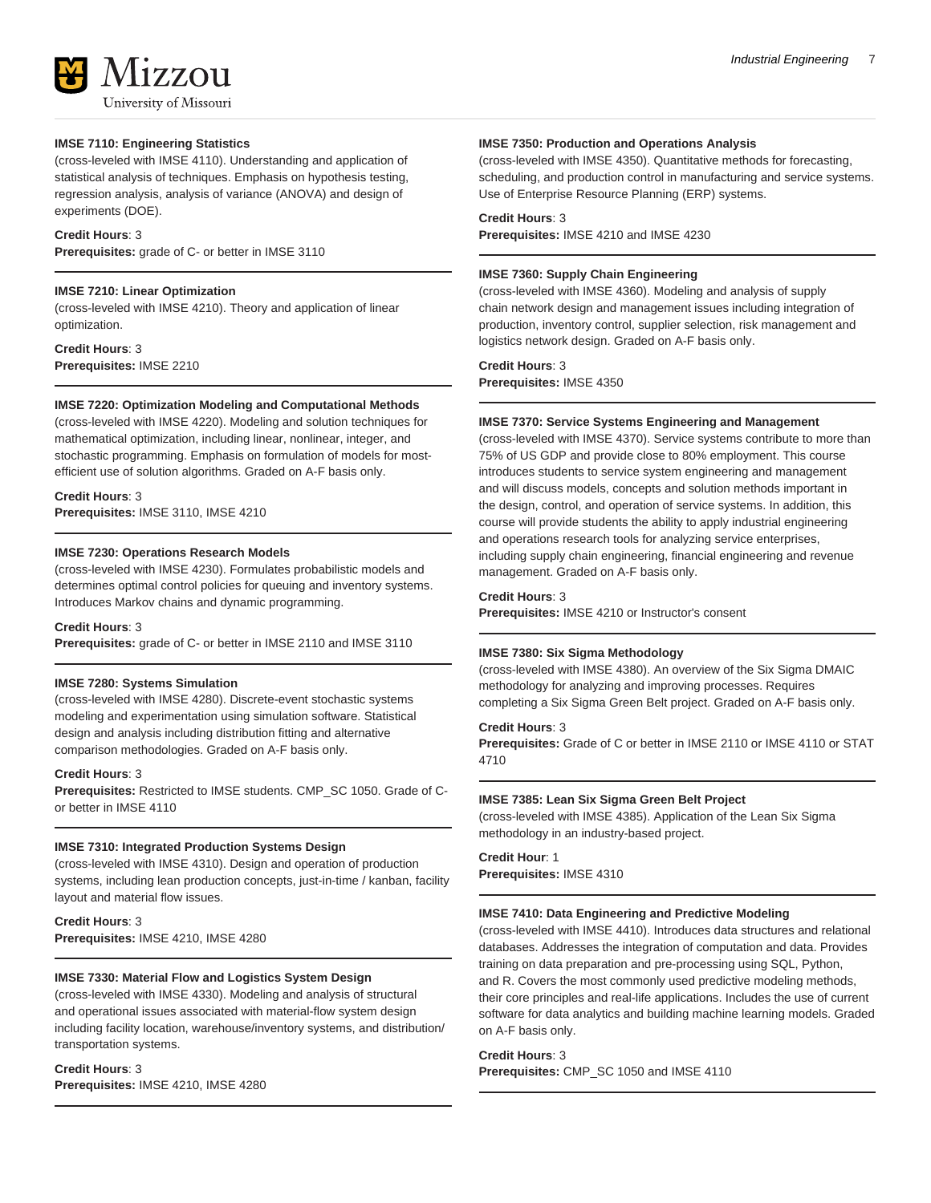#### IMSE 7110: Engineering Statistics

(cross-leveled with IMSE 4110). Understanding and application of statistical analysis of techniques. Emphasis on hypothesis testing, regression analysis, analysis of variance (ANOVA) and design of experiments (DOE).

**Credit Hours**: 3
**Prerequisites:** grade of C- or better in IMSE 3110

#### IMSE 7210: Linear Optimization

(cross-leveled with IMSE 4210). Theory and application of linear optimization.

**Credit Hours**: 3
**Prerequisites:** IMSE 2210

#### IMSE 7220: Optimization Modeling and Computational Methods

(cross-leveled with IMSE 4220). Modeling and solution techniques for mathematical optimization, including linear, nonlinear, integer, and stochastic programming. Emphasis on formulation of models for most-efficient use of solution algorithms. Graded on A-F basis only.

**Credit Hours**: 3
**Prerequisites:** IMSE 3110, IMSE 4210

#### IMSE 7230: Operations Research Models

(cross-leveled with IMSE 4230). Formulates probabilistic models and determines optimal control policies for queuing and inventory systems. Introduces Markov chains and dynamic programming.

**Credit Hours**: 3
**Prerequisites:** grade of C- or better in IMSE 2110 and IMSE 3110

#### IMSE 7280: Systems Simulation

(cross-leveled with IMSE 4280). Discrete-event stochastic systems modeling and experimentation using simulation software. Statistical design and analysis including distribution fitting and alternative comparison methodologies. Graded on A-F basis only.

**Credit Hours**: 3
**Prerequisites:** Restricted to IMSE students. CMP_SC 1050. Grade of C- or better in IMSE 4110

#### IMSE 7310: Integrated Production Systems Design

(cross-leveled with IMSE 4310). Design and operation of production systems, including lean production concepts, just-in-time / kanban, facility layout and material flow issues.

**Credit Hours**: 3
**Prerequisites:** IMSE 4210, IMSE 4280

#### IMSE 7330: Material Flow and Logistics System Design

(cross-leveled with IMSE 4330). Modeling and analysis of structural and operational issues associated with material-flow system design including facility location, warehouse/inventory systems, and distribution/transportation systems.

**Credit Hours**: 3
**Prerequisites:** IMSE 4210, IMSE 4280

#### IMSE 7350: Production and Operations Analysis

(cross-leveled with IMSE 4350). Quantitative methods for forecasting, scheduling, and production control in manufacturing and service systems. Use of Enterprise Resource Planning (ERP) systems.

**Credit Hours**: 3
**Prerequisites:** IMSE 4210 and IMSE 4230

#### IMSE 7360: Supply Chain Engineering

(cross-leveled with IMSE 4360). Modeling and analysis of supply chain network design and management issues including integration of production, inventory control, supplier selection, risk management and logistics network design. Graded on A-F basis only.

**Credit Hours**: 3
**Prerequisites:** IMSE 4350

#### IMSE 7370: Service Systems Engineering and Management

(cross-leveled with IMSE 4370). Service systems contribute to more than 75% of US GDP and provide close to 80% employment. This course introduces students to service system engineering and management and will discuss models, concepts and solution methods important in the design, control, and operation of service systems. In addition, this course will provide students the ability to apply industrial engineering and operations research tools for analyzing service enterprises, including supply chain engineering, financial engineering and revenue management. Graded on A-F basis only.

**Credit Hours**: 3
**Prerequisites:** IMSE 4210 or Instructor's consent

#### IMSE 7380: Six Sigma Methodology

(cross-leveled with IMSE 4380). An overview of the Six Sigma DMAIC methodology for analyzing and improving processes. Requires completing a Six Sigma Green Belt project. Graded on A-F basis only.

**Credit Hours**: 3
**Prerequisites:** Grade of C or better in IMSE 2110 or IMSE 4110 or STAT 4710

#### IMSE 7385: Lean Six Sigma Green Belt Project

(cross-leveled with IMSE 4385). Application of the Lean Six Sigma methodology in an industry-based project.

**Credit Hour**: 1
**Prerequisites:** IMSE 4310

#### IMSE 7410: Data Engineering and Predictive Modeling

(cross-leveled with IMSE 4410). Introduces data structures and relational databases. Addresses the integration of computation and data. Provides training on data preparation and pre-processing using SQL, Python, and R. Covers the most commonly used predictive modeling methods, their core principles and real-life applications. Includes the use of current software for data analytics and building machine learning models. Graded on A-F basis only.

**Credit Hours**: 3
**Prerequisites:** CMP_SC 1050 and IMSE 4110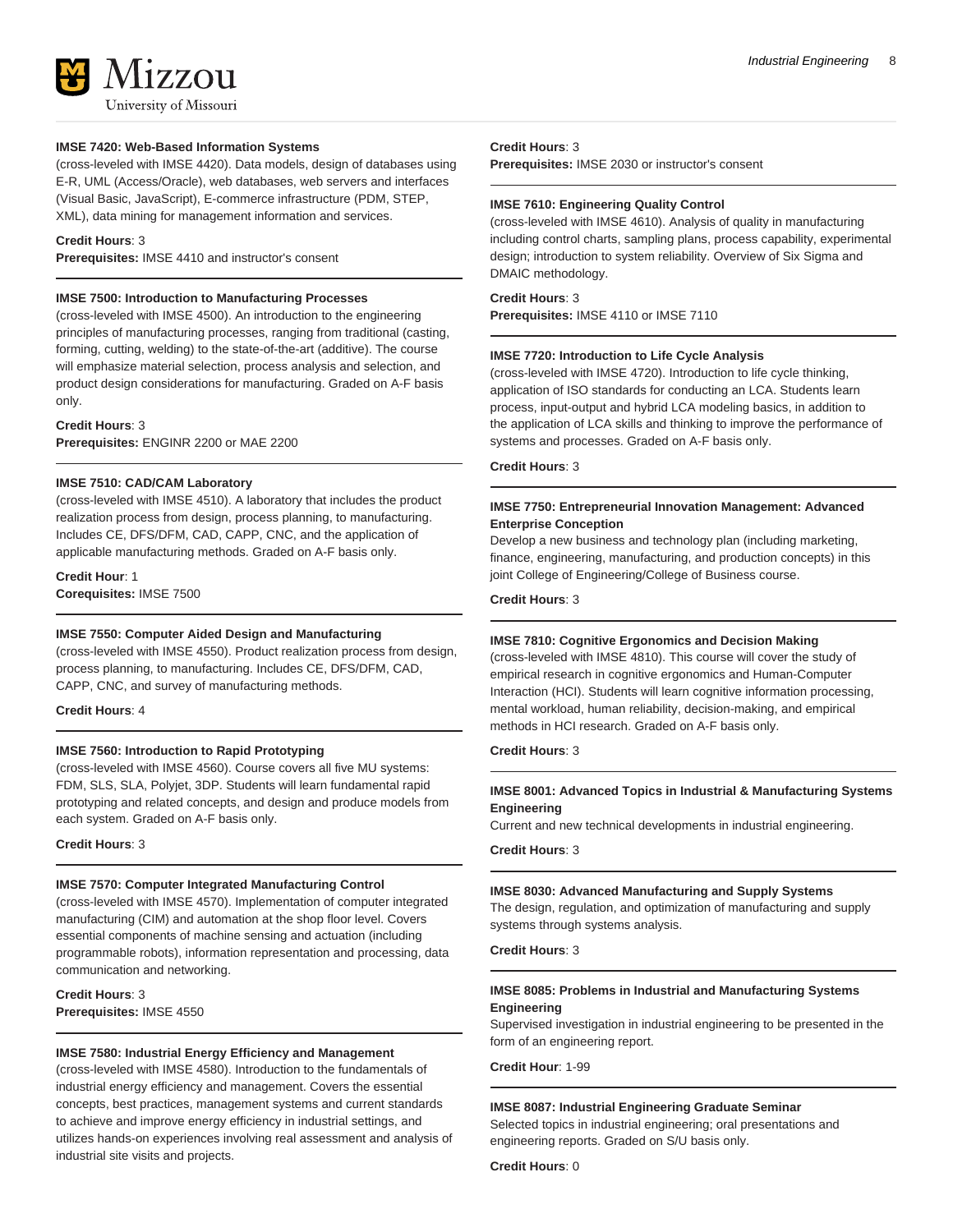**IMSE 7420: Web-Based Information Systems**
(cross-leveled with IMSE 4420). Data models, design of databases using E-R, UML (Access/Oracle), web databases, web servers and interfaces (Visual Basic, JavaScript), E-commerce infrastructure (PDM, STEP, XML), data mining for management information and services.

**Credit Hours**: 3
**Prerequisites:** IMSE 4410 and instructor's consent

---

**IMSE 7500: Introduction to Manufacturing Processes**
(cross-leveled with IMSE 4500). An introduction to the engineering principles of manufacturing processes, ranging from traditional (casting, forming, cutting, welding) to the state-of-the-art (additive). The course will emphasize material selection, process analysis and selection, and product design considerations for manufacturing. Graded on A-F basis only.

**Credit Hours**: 3
**Prerequisites:** ENGINR 2200 or MAE 2200

---

**IMSE 7510: CAD/CAM Laboratory**
(cross-leveled with IMSE 4510). A laboratory that includes the product realization process from design, process planning, to manufacturing. Includes CE, DFS/DFM, CAD, CAPP, CNC, and the application of applicable manufacturing methods. Graded on A-F basis only.

**Credit Hour**: 1
**Corequisites:** IMSE 7500

---

**IMSE 7550: Computer Aided Design and Manufacturing**
(cross-leveled with IMSE 4550). Product realization process from design, process planning, to manufacturing. Includes CE, DFS/DFM, CAD, CAPP, CNC, and survey of manufacturing methods.

**Credit Hours**: 4

---

**IMSE 7560: Introduction to Rapid Prototyping**
(cross-leveled with IMSE 4560). Course covers all five MU systems: FDM, SLS, SLA, Polyjet, 3DP. Students will learn fundamental rapid prototyping and related concepts, and design and produce models from each system. Graded on A-F basis only.

**Credit Hours**: 3

---

**IMSE 7570: Computer Integrated Manufacturing Control**
(cross-leveled with IMSE 4570). Implementation of computer integrated manufacturing (CIM) and automation at the shop floor level. Covers essential components of machine sensing and actuation (including programmable robots), information representation and processing, data communication and networking.

**Credit Hours**: 3
**Prerequisites:** IMSE 4550

---

**IMSE 7580: Industrial Energy Efficiency and Management**
(cross-leveled with IMSE 4580). Introduction to the fundamentals of industrial energy efficiency and management. Covers the essential concepts, best practices, management systems and current standards to achieve and improve energy efficiency in industrial settings, and utilizes hands-on experiences involving real assessment and analysis of industrial site visits and projects.

**Credit Hours**: 3
**Prerequisites:** IMSE 2030 or instructor's consent

---

**IMSE 7610: Engineering Quality Control**
(cross-leveled with IMSE 4610). Analysis of quality in manufacturing including control charts, sampling plans, process capability, experimental design; introduction to system reliability. Overview of Six Sigma and DMAIC methodology.

**Credit Hours**: 3
**Prerequisites:** IMSE 4110 or IMSE 7110

---

**IMSE 7720: Introduction to Life Cycle Analysis**
(cross-leveled with IMSE 4720). Introduction to life cycle thinking, application of ISO standards for conducting an LCA. Students learn process, input-output and hybrid LCA modeling basics, in addition to the application of LCA skills and thinking to improve the performance of systems and processes. Graded on A-F basis only.

**Credit Hours**: 3

---

**IMSE 7750: Entrepreneurial Innovation Management: Advanced Enterprise Conception**
Develop a new business and technology plan (including marketing, finance, engineering, manufacturing, and production concepts) in this joint College of Engineering/College of Business course.

**Credit Hours**: 3

---

**IMSE 7810: Cognitive Ergonomics and Decision Making**
(cross-leveled with IMSE 4810). This course will cover the study of empirical research in cognitive ergonomics and Human-Computer Interaction (HCI). Students will learn cognitive information processing, mental workload, human reliability, decision-making, and empirical methods in HCI research. Graded on A-F basis only.

**Credit Hours**: 3

---

**IMSE 8001: Advanced Topics in Industrial & Manufacturing Systems Engineering**
Current and new technical developments in industrial engineering.

**Credit Hours**: 3

---

**IMSE 8030: Advanced Manufacturing and Supply Systems**
The design, regulation, and optimization of manufacturing and supply systems through systems analysis.

**Credit Hours**: 3

---

**IMSE 8085: Problems in Industrial and Manufacturing Systems Engineering**
Supervised investigation in industrial engineering to be presented in the form of an engineering report.

**Credit Hour**: 1-99

---

**IMSE 8087: Industrial Engineering Graduate Seminar**
Selected topics in industrial engineering; oral presentations and engineering reports. Graded on S/U basis only.

**Credit Hours**: 0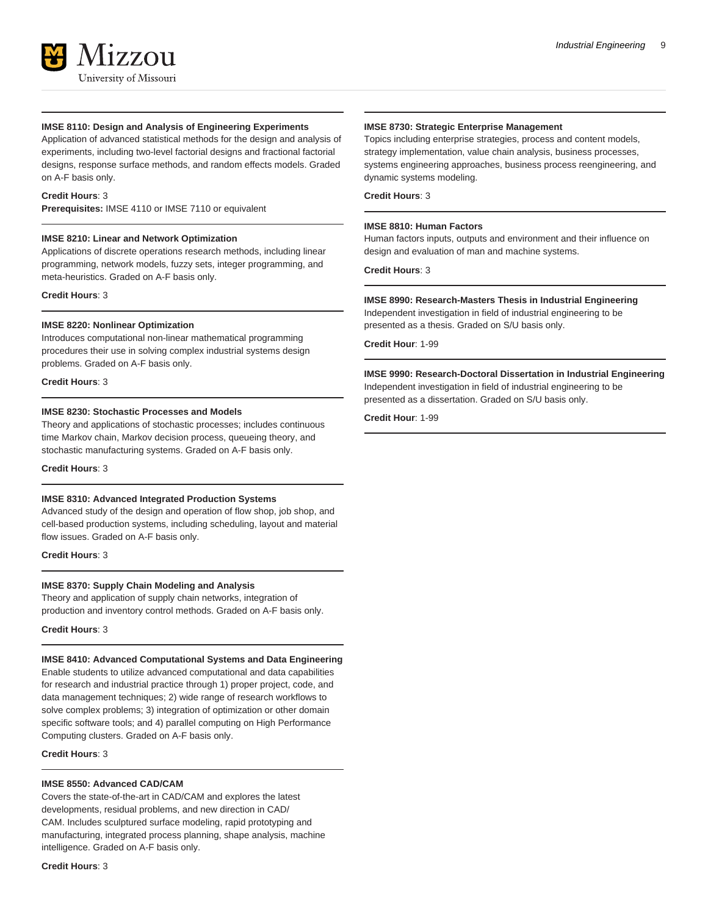#### IMSE 8110: Design and Analysis of Engineering Experiments

Application of advanced statistical methods for the design and analysis of experiments, including two-level factorial designs and fractional factorial designs, response surface methods, and random effects models. Graded on A-F basis only.

**Credit Hours**: 3
**Prerequisites:** IMSE 4110 or IMSE 7110 or equivalent

#### IMSE 8210: Linear and Network Optimization

Applications of discrete operations research methods, including linear programming, network models, fuzzy sets, integer programming, and meta-heuristics. Graded on A-F basis only.

**Credit Hours**: 3

#### IMSE 8220: Nonlinear Optimization

Introduces computational non-linear mathematical programming procedures their use in solving complex industrial systems design problems. Graded on A-F basis only.

**Credit Hours**: 3

#### IMSE 8230: Stochastic Processes and Models

Theory and applications of stochastic processes; includes continuous time Markov chain, Markov decision process, queueing theory, and stochastic manufacturing systems. Graded on A-F basis only.

**Credit Hours**: 3

#### IMSE 8310: Advanced Integrated Production Systems

Advanced study of the design and operation of flow shop, job shop, and cell-based production systems, including scheduling, layout and material flow issues. Graded on A-F basis only.

**Credit Hours**: 3

#### IMSE 8370: Supply Chain Modeling and Analysis

Theory and application of supply chain networks, integration of production and inventory control methods. Graded on A-F basis only.

**Credit Hours**: 3

#### IMSE 8410: Advanced Computational Systems and Data Engineering

Enable students to utilize advanced computational and data capabilities for research and industrial practice through 1) proper project, code, and data management techniques; 2) wide range of research workflows to solve complex problems; 3) integration of optimization or other domain specific software tools; and 4) parallel computing on High Performance Computing clusters. Graded on A-F basis only.

**Credit Hours**: 3

#### IMSE 8550: Advanced CAD/CAM

Covers the state-of-the-art in CAD/CAM and explores the latest developments, residual problems, and new direction in CAD/CAM. Includes sculptured surface modeling, rapid prototyping and manufacturing, integrated process planning, shape analysis, machine intelligence. Graded on A-F basis only.

**Credit Hours**: 3

#### IMSE 8730: Strategic Enterprise Management

Topics including enterprise strategies, process and content models, strategy implementation, value chain analysis, business processes, systems engineering approaches, business process reengineering, and dynamic systems modeling.

**Credit Hours**: 3

#### IMSE 8810: Human Factors

Human factors inputs, outputs and environment and their influence on design and evaluation of man and machine systems.

**Credit Hours**: 3

#### IMSE 8990: Research-Masters Thesis in Industrial Engineering

Independent investigation in field of industrial engineering to be presented as a thesis. Graded on S/U basis only.

**Credit Hour**: 1-99

#### IMSE 9990: Research-Doctoral Dissertation in Industrial Engineering

Independent investigation in field of industrial engineering to be presented as a dissertation. Graded on S/U basis only.

**Credit Hour**: 1-99